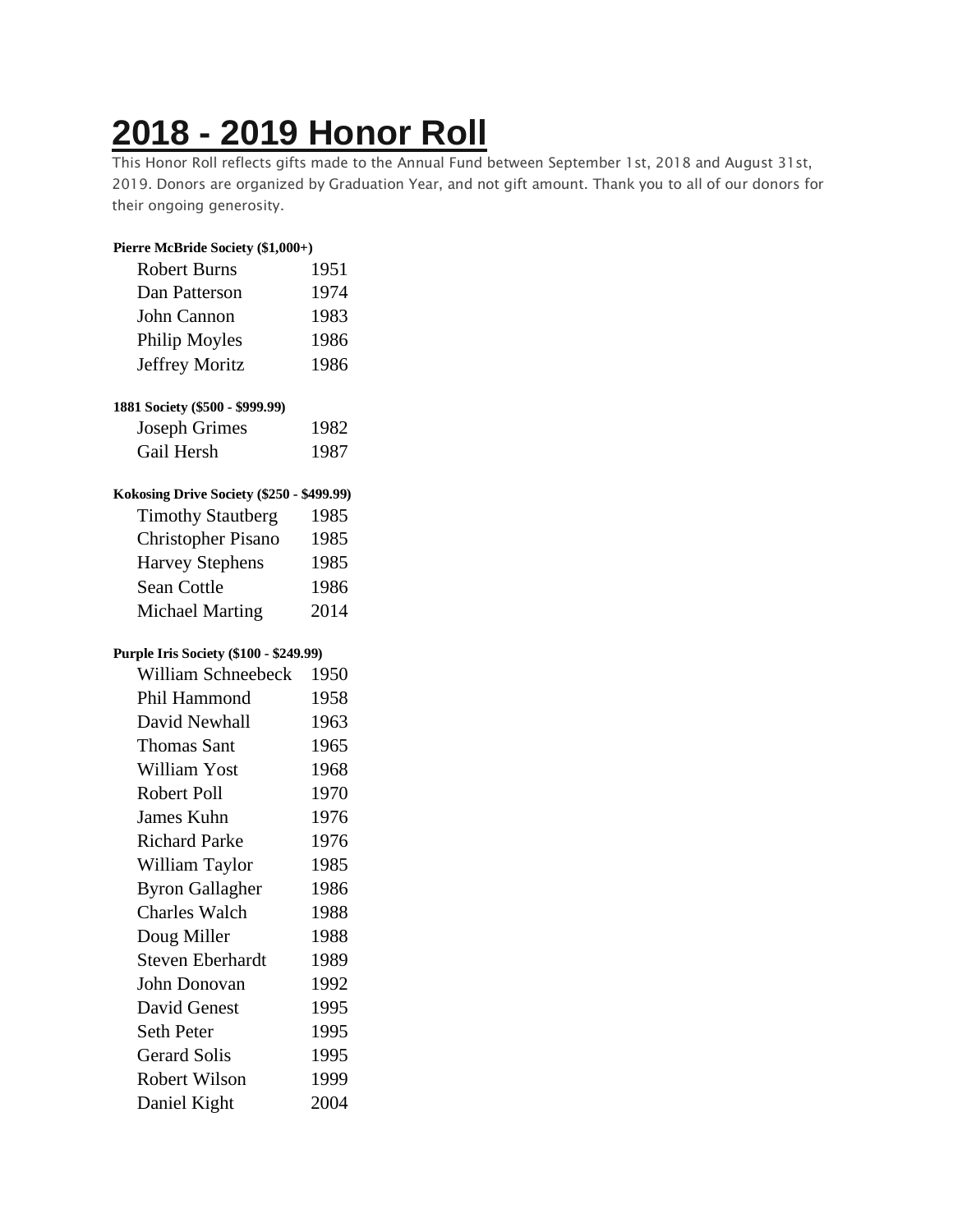# 2018 - 2019 Honor Roll

This Honor Roll reflects gifts made to the Annual Fund between September 1st, 2018 and August 31st, 2019. Donors are organized by Graduation Year, and not gift amount. Thank you to all of our donors for their ongoing generosity.

**Pierre McBride Society ($1,000+)**

| Name | Year |
|---|---|
| Robert Burns | 1951 |
| Dan Patterson | 1974 |
| John Cannon | 1983 |
| Philip Moyles | 1986 |
| Jeffrey Moritz | 1986 |

**1881 Society ($500 - $999.99)**

| Name | Year |
|---|---|
| Joseph Grimes | 1982 |
| Gail Hersh | 1987 |

**Kokosing Drive Society ($250 - $499.99)**

| Name | Year |
|---|---|
| Timothy Stautberg | 1985 |
| Christopher Pisano | 1985 |
| Harvey Stephens | 1985 |
| Sean Cottle | 1986 |
| Michael Marting | 2014 |

**Purple Iris Society ($100 - $249.99)**

| Name | Year |
|---|---|
| William Schneebeck | 1950 |
| Phil Hammond | 1958 |
| David Newhall | 1963 |
| Thomas Sant | 1965 |
| William Yost | 1968 |
| Robert Poll | 1970 |
| James Kuhn | 1976 |
| Richard Parke | 1976 |
| William Taylor | 1985 |
| Byron Gallagher | 1986 |
| Charles Walch | 1988 |
| Doug Miller | 1988 |
| Steven Eberhardt | 1989 |
| John Donovan | 1992 |
| David Genest | 1995 |
| Seth Peter | 1995 |
| Gerard Solis | 1995 |
| Robert Wilson | 1999 |
| Daniel Kight | 2004 |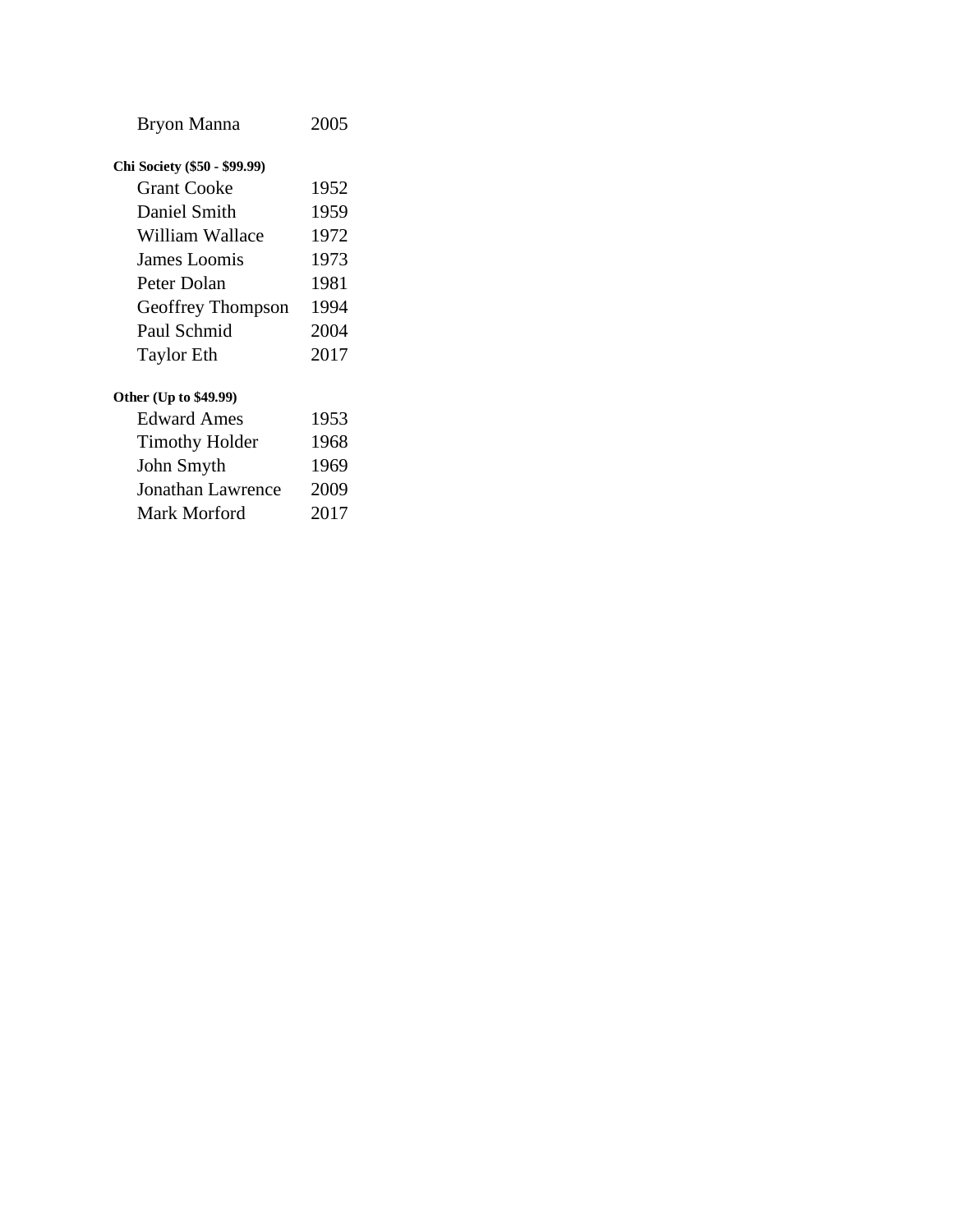| | |
|---|---|
| Bryon Manna | 2005 |

**Chi Society ($50 - $99.99)**

| | |
|---|---|
| Grant Cooke | 1952 |
| Daniel Smith | 1959 |
| William Wallace | 1972 |
| James Loomis | 1973 |
| Peter Dolan | 1981 |
| Geoffrey Thompson | 1994 |
| Paul Schmid | 2004 |
| Taylor Eth | 2017 |

**Other (Up to $49.99)**

| | |
|---|---|
| Edward Ames | 1953 |
| Timothy Holder | 1968 |
| John Smyth | 1969 |
| Jonathan Lawrence | 2009 |
| Mark Morford | 2017 |